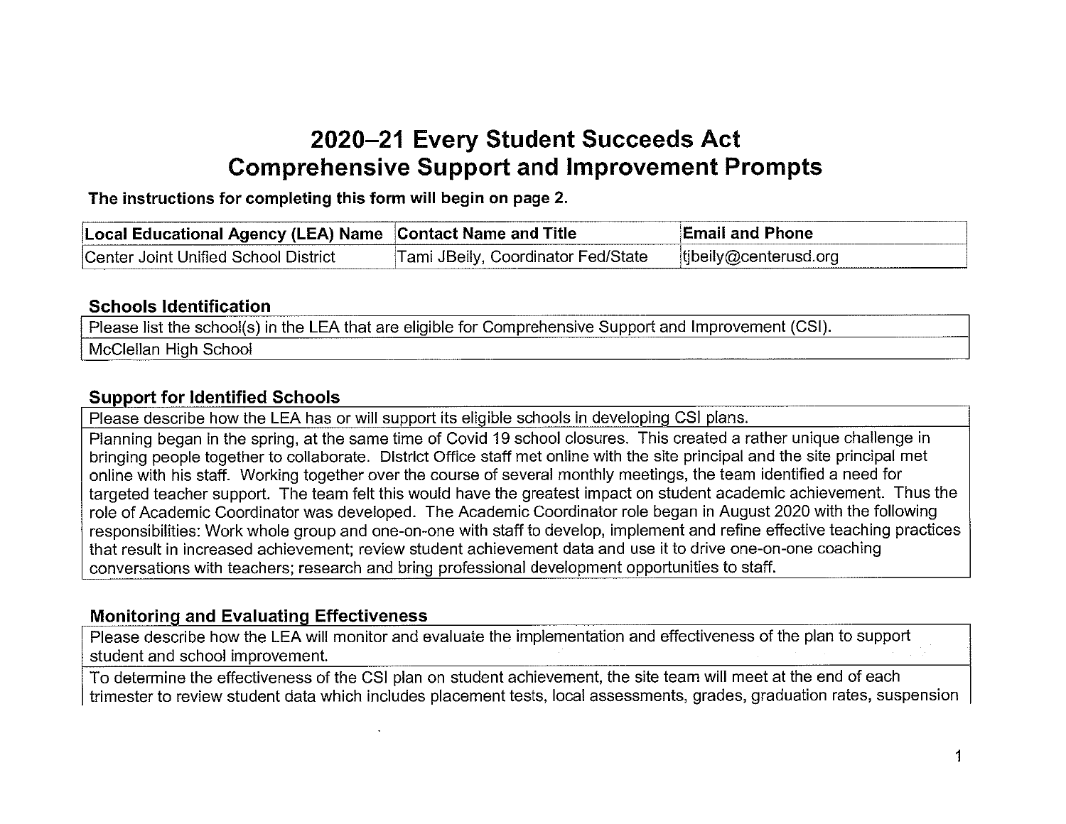# 2020–21 Every Student Succeeds Act
# Comprehensive Support and Improvement Prompts

**The instructions for completing this form will begin on page 2.**

| Local Educational Agency (LEA) Name | Contact Name and Title | Email and Phone |
|---|---|---|
| Center Joint Unified School District | Tami JBeily, Coordinator Fed/State | tjbeily@centerusd.org |

### Schools Identification

| Please list the school(s) in the LEA that are eligible for Comprehensive Support and Improvement (CSI). |
|---|
| McClellan High School |

### Support for Identified Schools

| Please describe how the LEA has or will support its eligible schools in developing CSI plans. |
|---|
| Planning began in the spring, at the same time of Covid 19 school closures. This created a rather unique challenge in bringing people together to collaborate. District Office staff met online with the site principal and the site principal met online with his staff. Working together over the course of several monthly meetings, the team identified a need for targeted teacher support. The team felt this would have the greatest impact on student academic achievement. Thus the role of Academic Coordinator was developed. The Academic Coordinator role began in August 2020 with the following responsibilities: Work whole group and one-on-one with staff to develop, implement and refine effective teaching practices that result in increased achievement; review student achievement data and use it to drive one-on-one coaching conversations with teachers; research and bring professional development opportunities to staff. |

### Monitoring and Evaluating Effectiveness

| Please describe how the LEA will monitor and evaluate the implementation and effectiveness of the plan to support student and school improvement. |
|---|
| To determine the effectiveness of the CSI plan on student achievement, the site team will meet at the end of each trimester to review student data which includes placement tests, local assessments, grades, graduation rates, suspension |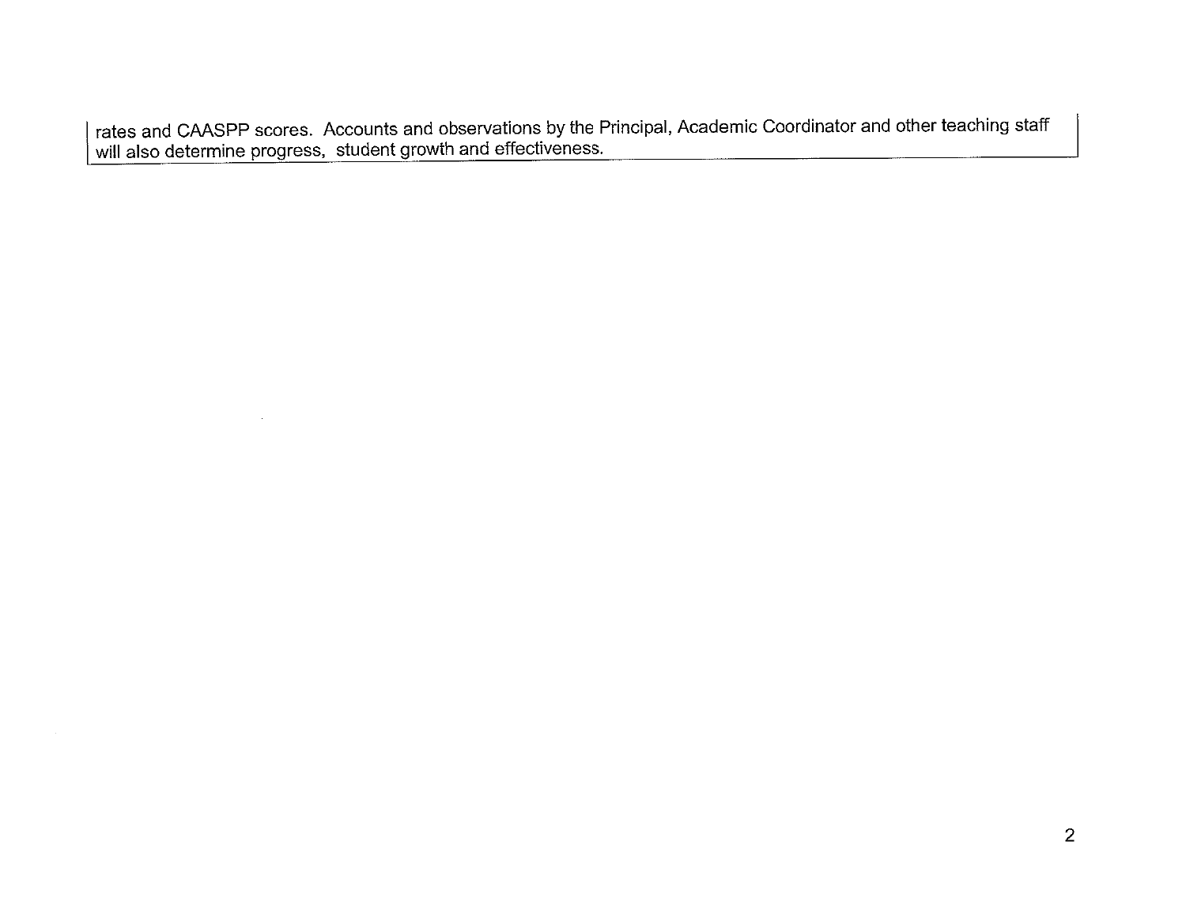rates and CAASPP scores. Accounts and observations by the Principal, Academic Coordinator and other teaching staff will also determine progress, student growth and effectiveness.